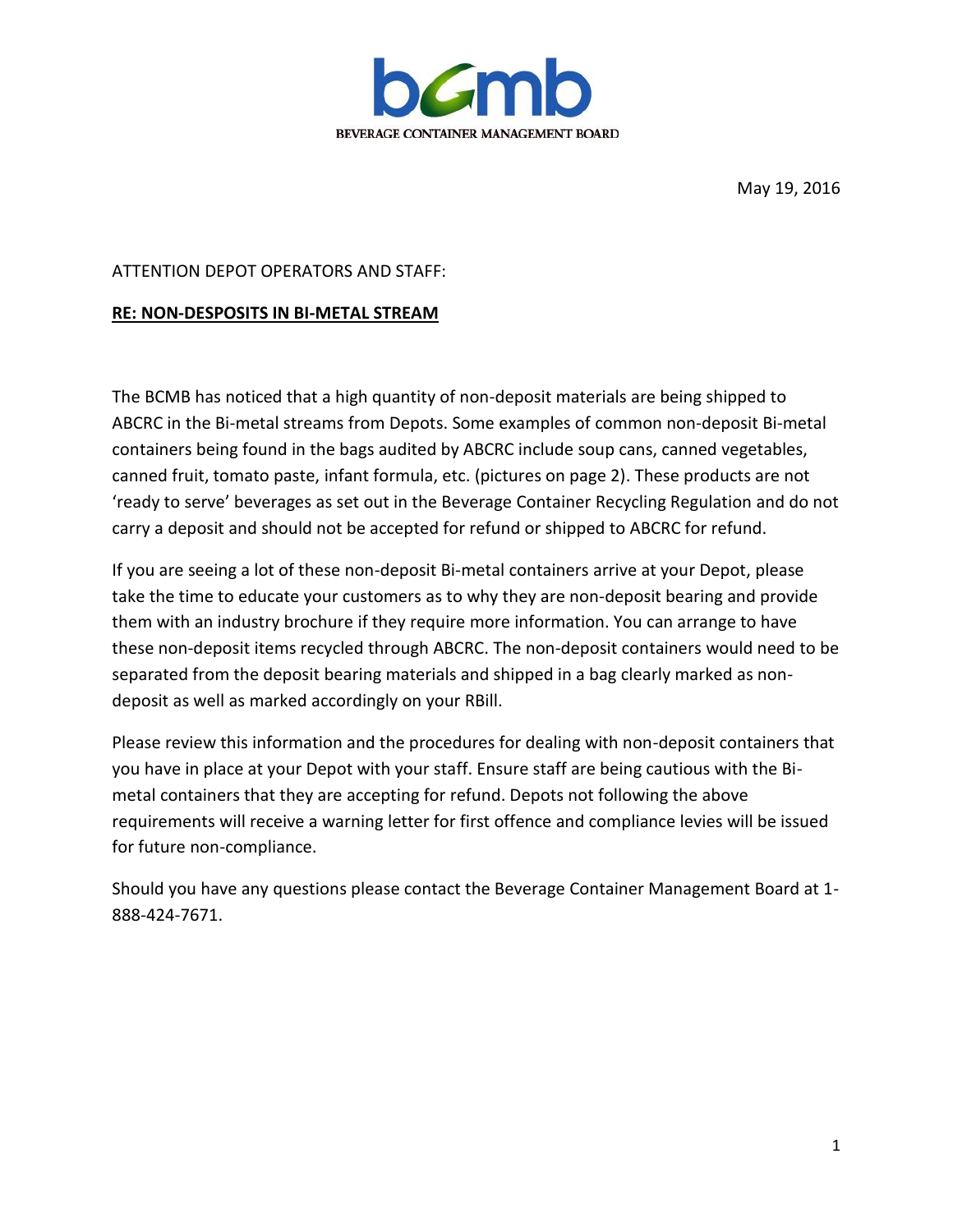**bcmb**

BEVERAGE CONTAINER MANAGEMENT BOARD

May 19, 2016

ATTENTION DEPOT OPERATORS AND STAFF:

**RE: NON-DESPOSITS IN BI-METAL STREAM**

The BCMB has noticed that a high quantity of non-deposit materials are being shipped to ABCRC in the Bi-metal streams from Depots. Some examples of common non-deposit Bi-metal containers being found in the bags audited by ABCRC include soup cans, canned vegetables, canned fruit, tomato paste, infant formula, etc. (pictures on page 2). These products are not 'ready to serve' beverages as set out in the Beverage Container Recycling Regulation and do not carry a deposit and should not be accepted for refund or shipped to ABCRC for refund.

If you are seeing a lot of these non-deposit Bi-metal containers arrive at your Depot, please take the time to educate your customers as to why they are non-deposit bearing and provide them with an industry brochure if they require more information. You can arrange to have these non-deposit items recycled through ABCRC. The non-deposit containers would need to be separated from the deposit bearing materials and shipped in a bag clearly marked as non-deposit as well as marked accordingly on your RBill.

Please review this information and the procedures for dealing with non-deposit containers that you have in place at your Depot with your staff. Ensure staff are being cautious with the Bi-metal containers that they are accepting for refund. Depots not following the above requirements will receive a warning letter for first offence and compliance levies will be issued for future non-compliance.

Should you have any questions please contact the Beverage Container Management Board at 1-888-424-7671.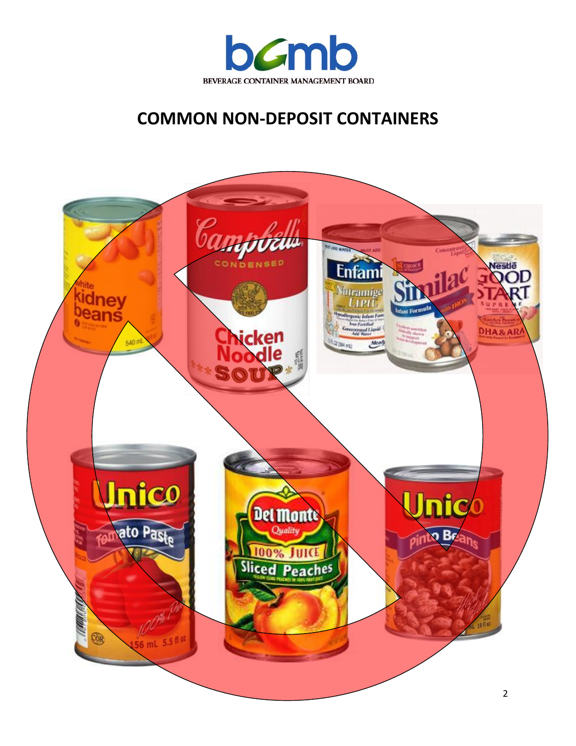BEVERAGE CONTAINER MANAGEMENT BOARD

## COMMON NON-DEPOSIT CONTAINERS